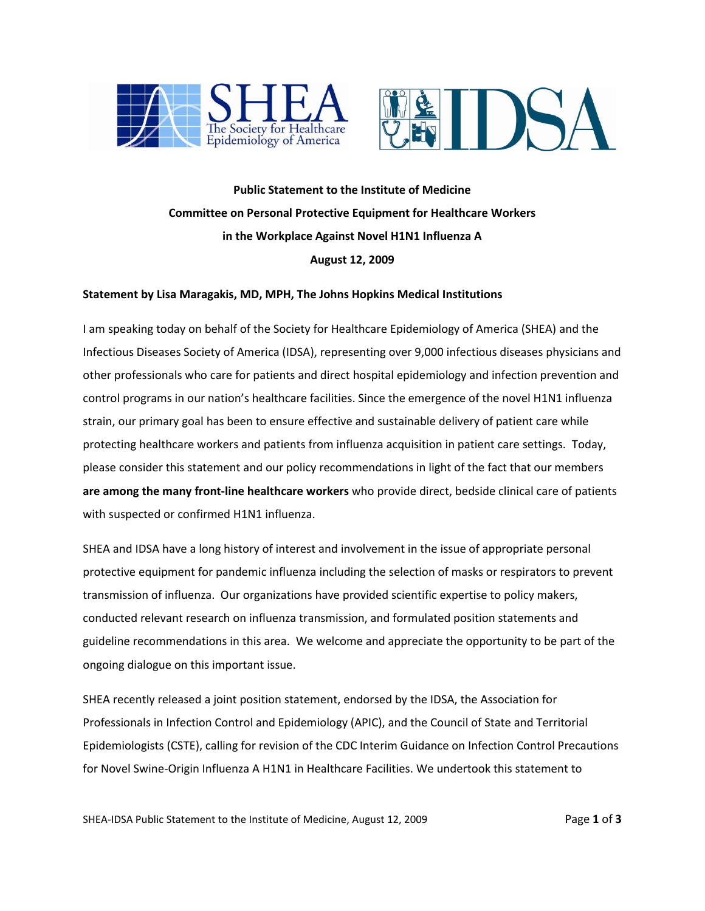**Public Statement to the Institute of Medicine**

**Committee on Personal Protective Equipment for Healthcare Workers**

**in the Workplace Against Novel H1N1 Influenza A**

**August 12, 2009**

**Statement by Lisa Maragakis, MD, MPH, The Johns Hopkins Medical Institutions**

I am speaking today on behalf of the Society for Healthcare Epidemiology of America (SHEA) and the Infectious Diseases Society of America (IDSA), representing over 9,000 infectious diseases physicians and other professionals who care for patients and direct hospital epidemiology and infection prevention and control programs in our nation's healthcare facilities. Since the emergence of the novel H1N1 influenza strain, our primary goal has been to ensure effective and sustainable delivery of patient care while protecting healthcare workers and patients from influenza acquisition in patient care settings. Today, please consider this statement and our policy recommendations in light of the fact that our members **are among the many front-line healthcare workers** who provide direct, bedside clinical care of patients with suspected or confirmed H1N1 influenza.

SHEA and IDSA have a long history of interest and involvement in the issue of appropriate personal protective equipment for pandemic influenza including the selection of masks or respirators to prevent transmission of influenza. Our organizations have provided scientific expertise to policy makers, conducted relevant research on influenza transmission, and formulated position statements and guideline recommendations in this area. We welcome and appreciate the opportunity to be part of the ongoing dialogue on this important issue.

SHEA recently released a joint position statement, endorsed by the IDSA, the Association for Professionals in Infection Control and Epidemiology (APIC), and the Council of State and Territorial Epidemiologists (CSTE), calling for revision of the CDC Interim Guidance on Infection Control Precautions for Novel Swine-Origin Influenza A H1N1 in Healthcare Facilities. We undertook this statement to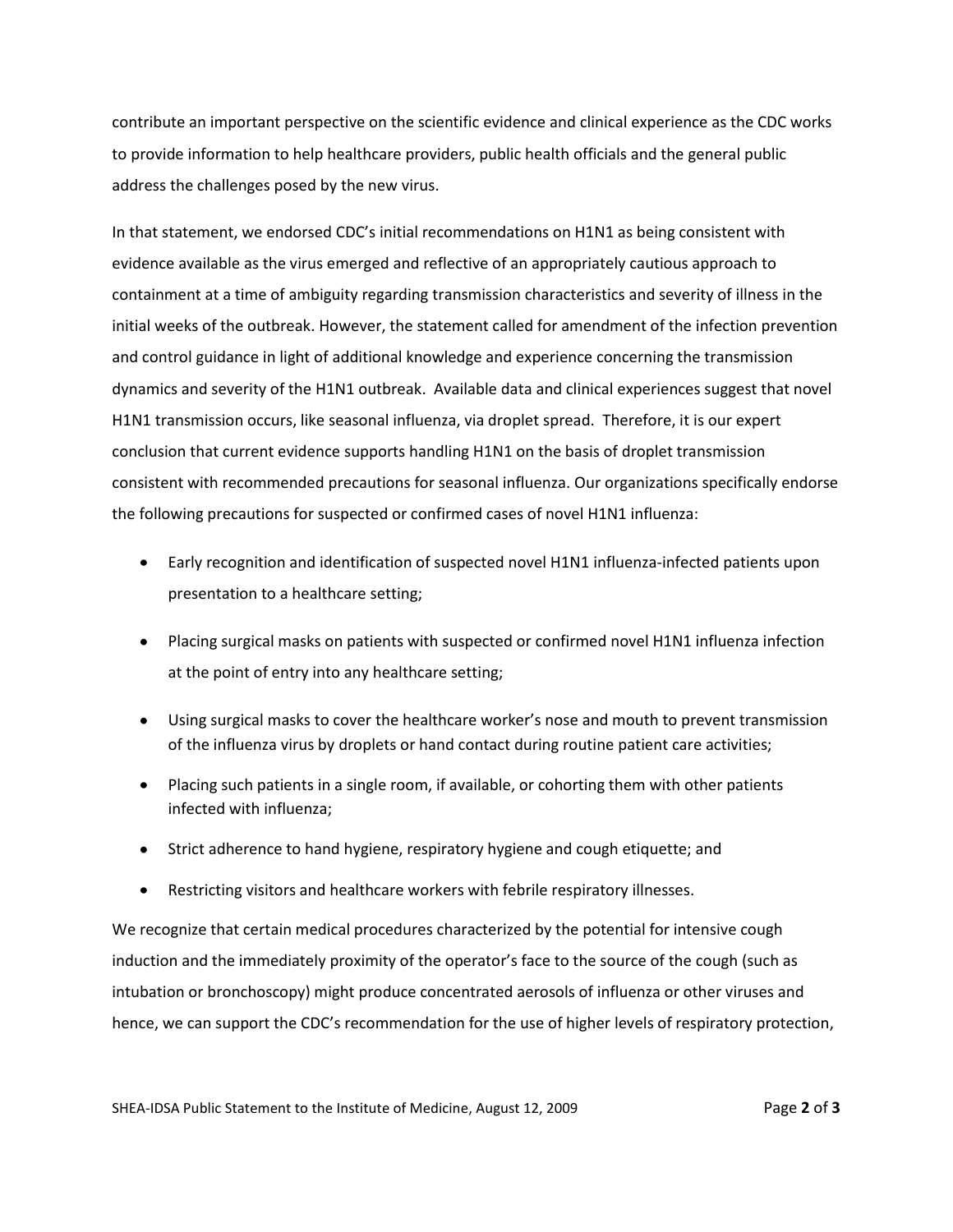contribute an important perspective on the scientific evidence and clinical experience as the CDC works to provide information to help healthcare providers, public health officials and the general public address the challenges posed by the new virus.

In that statement, we endorsed CDC's initial recommendations on H1N1 as being consistent with evidence available as the virus emerged and reflective of an appropriately cautious approach to containment at a time of ambiguity regarding transmission characteristics and severity of illness in the initial weeks of the outbreak. However, the statement called for amendment of the infection prevention and control guidance in light of additional knowledge and experience concerning the transmission dynamics and severity of the H1N1 outbreak. Available data and clinical experiences suggest that novel H1N1 transmission occurs, like seasonal influenza, via droplet spread. Therefore, it is our expert conclusion that current evidence supports handling H1N1 on the basis of droplet transmission consistent with recommended precautions for seasonal influenza. Our organizations specifically endorse the following precautions for suspected or confirmed cases of novel H1N1 influenza:

- Early recognition and identification of suspected novel H1N1 influenza-infected patients upon presentation to a healthcare setting;
- Placing surgical masks on patients with suspected or confirmed novel H1N1 influenza infection at the point of entry into any healthcare setting;
- Using surgical masks to cover the healthcare worker's nose and mouth to prevent transmission of the influenza virus by droplets or hand contact during routine patient care activities;
- Placing such patients in a single room, if available, or cohorting them with other patients infected with influenza;
- Strict adherence to hand hygiene, respiratory hygiene and cough etiquette; and
- Restricting visitors and healthcare workers with febrile respiratory illnesses.

We recognize that certain medical procedures characterized by the potential for intensive cough induction and the immediately proximity of the operator's face to the source of the cough (such as intubation or bronchoscopy) might produce concentrated aerosols of influenza or other viruses and hence, we can support the CDC's recommendation for the use of higher levels of respiratory protection,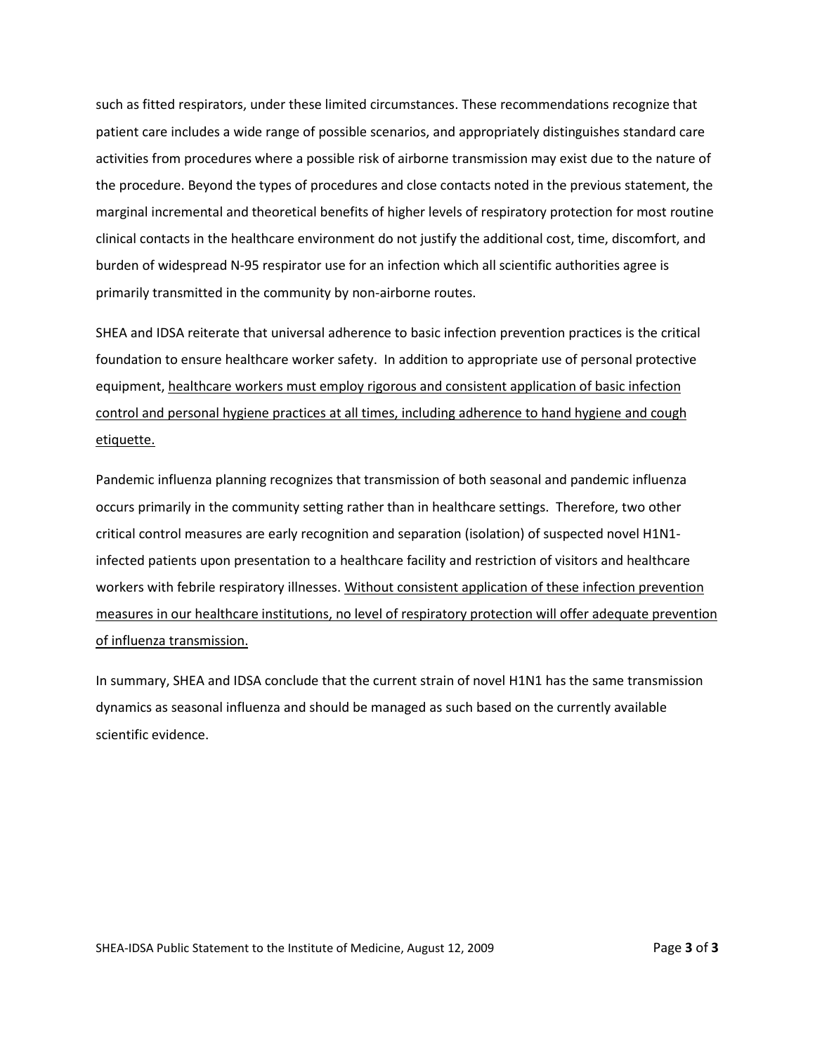such as fitted respirators, under these limited circumstances. These recommendations recognize that patient care includes a wide range of possible scenarios, and appropriately distinguishes standard care activities from procedures where a possible risk of airborne transmission may exist due to the nature of the procedure. Beyond the types of procedures and close contacts noted in the previous statement, the marginal incremental and theoretical benefits of higher levels of respiratory protection for most routine clinical contacts in the healthcare environment do not justify the additional cost, time, discomfort, and burden of widespread N-95 respirator use for an infection which all scientific authorities agree is primarily transmitted in the community by non-airborne routes.

SHEA and IDSA reiterate that universal adherence to basic infection prevention practices is the critical foundation to ensure healthcare worker safety. In addition to appropriate use of personal protective equipment, <u>healthcare workers must employ rigorous and consistent application of basic infection control and personal hygiene practices at all times, including adherence to hand hygiene and cough etiquette.</u>

Pandemic influenza planning recognizes that transmission of both seasonal and pandemic influenza occurs primarily in the community setting rather than in healthcare settings. Therefore, two other critical control measures are early recognition and separation (isolation) of suspected novel H1N1-infected patients upon presentation to a healthcare facility and restriction of visitors and healthcare workers with febrile respiratory illnesses. <u>Without consistent application of these infection prevention measures in our healthcare institutions, no level of respiratory protection will offer adequate prevention of influenza transmission.</u>

In summary, SHEA and IDSA conclude that the current strain of novel H1N1 has the same transmission dynamics as seasonal influenza and should be managed as such based on the currently available scientific evidence.